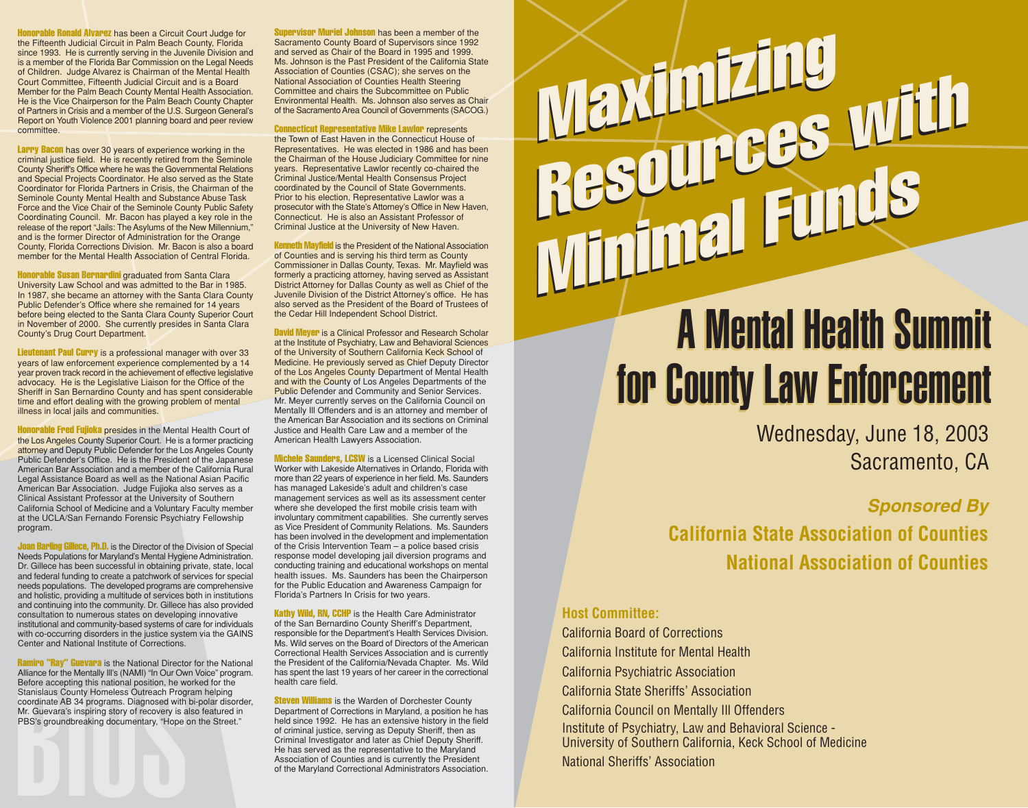# Maximizing Resources with Minimal Funds

## A Mental Health Summit for County Law Enforcement

Wednesday, June 18, 2003
Sacramento, CA

***Sponsored By***

**California State Association of Counties**

**National Association of Counties**

### Host Committee:

California Board of Corrections
California Institute for Mental Health
California Psychiatric Association
California State Sheriffs' Association
California Council on Mentally Ill Offenders
Institute of Psychiatry, Law and Behavioral Science - University of Southern California, Keck School of Medicine
National Sheriffs' Association

## BIOS

**Honorable Ronald Alvarez** has been a Circuit Court Judge for the Fifteenth Judicial Circuit in Palm Beach County, Florida since 1993. He is currently serving in the Juvenile Division and is a member of the Florida Bar Commission on the Legal Needs of Children. Judge Alvarez is Chairman of the Mental Health Court Committee, Fifteenth Judicial Circuit and is a Board Member for the Palm Beach County Mental Health Association. He is the Vice Chairperson for the Palm Beach County Chapter of Partners in Crisis and a member of the U.S. Surgeon General's Report on Youth Violence 2001 planning board and peer review committee.

**Larry Bacon** has over 30 years of experience working in the criminal justice field. He is recently retired from the Seminole County Sheriff's Office where he was the Governmental Relations and Special Projects Coordinator. He also served as the State Coordinator for Florida Partners in Crisis, the Chairman of the Seminole County Mental Health and Substance Abuse Task Force and the Vice Chair of the Seminole County Public Safety Coordinating Council. Mr. Bacon has played a key role in the release of the report "Jails: The Asylums of the New Millennium," and is the former Director of Administration for the Orange County, Florida Corrections Division. Mr. Bacon is also a board member for the Mental Health Association of Central Florida.

**Honorable Susan Bernardini** graduated from Santa Clara University Law School and was admitted to the Bar in 1985. In 1987, she became an attorney with the Santa Clara County Public Defender's Office where she remained for 14 years before being elected to the Santa Clara County Superior Court in November of 2000. She currently presides in Santa Clara County's Drug Court Department.

**Lieutenant Paul Curry** is a professional manager with over 33 years of law enforcement experience complemented by a 14 year proven track record in the achievement of effective legislative advocacy. He is the Legislative Liaison for the Office of the Sheriff in San Bernardino County and has spent considerable time and effort dealing with the growing problem of mental illness in local jails and communities.

**Honorable Fred Fujioka** presides in the Mental Health Court of the Los Angeles County Superior Court. He is a former practicing attorney and Deputy Public Defender for the Los Angeles County Public Defender's Office. He is the President of the Japanese American Bar Association and a member of the California Rural Legal Assistance Board as well as the National Asian Pacific American Bar Association. Judge Fujioka also serves as a Clinical Assistant Professor at the University of Southern California School of Medicine and a Voluntary Faculty member at the UCLA/San Fernando Forensic Psychiatry Fellowship program.

**Joan Barling Gillece, Ph.D.** is the Director of the Division of Special Needs Populations for Maryland's Mental Hygiene Administration. Dr. Gillece has been successful in obtaining private, state, local and federal funding to create a patchwork of services for special needs populations. The developed programs are comprehensive and holistic, providing a multitude of services both in institutions and continuing into the community. Dr. Gillece has also provided consultation to numerous states on developing innovative institutional and community-based systems of care for individuals with co-occurring disorders in the justice system via the GAINS Center and National Institute of Corrections.

**Ramiro "Ray" Guevara** is the National Director for the National Alliance for the Mentally Ill's (NAMI) "In Our Own Voice" program. Before accepting this national position, he worked for the Stanislaus County Homeless Outreach Program helping coordinate AB 34 programs. Diagnosed with bi-polar disorder, Mr. Guevara's inspiring story of recovery is also featured in PBS's groundbreaking documentary, "Hope on the Street."

**Supervisor Muriel Johnson** has been a member of the Sacramento County Board of Supervisors since 1992 and served as Chair of the Board in 1995 and 1999. Ms. Johnson is the Past President of the California State Association of Counties (CSAC); she serves on the National Association of Counties Health Steering Committee and chairs the Subcommittee on Public Environmental Health. Ms. Johnson also serves as Chair of the Sacramento Area Council of Governments (SACOG.)

**Connecticut Representative Mike Lawlor** represents the Town of East Haven in the Connecticut House of Representatives. He was elected in 1986 and has been the Chairman of the House Judiciary Committee for nine years. Representative Lawlor recently co-chaired the Criminal Justice/Mental Health Consensus Project coordinated by the Council of State Governments. Prior to his election, Representative Lawlor was a prosecutor with the State's Attorney's Office in New Haven, Connecticut. He is also an Assistant Professor of Criminal Justice at the University of New Haven.

**Kenneth Mayfield** is the President of the National Association of Counties and is serving his third term as County Commissioner in Dallas County, Texas. Mr. Mayfield was formerly a practicing attorney, having served as Assistant District Attorney for Dallas County as well as Chief of the Juvenile Division of the District Attorney's office. He has also served as the President of the Board of Trustees of the Cedar Hill Independent School District.

**David Meyer** is a Clinical Professor and Research Scholar at the Institute of Psychiatry, Law and Behavioral Sciences of the University of Southern California Keck School of Medicine. He previously served as Chief Deputy Director of the Los Angeles County Department of Mental Health and with the County of Los Angeles Departments of the Public Defender and Community and Senior Services. Mr. Meyer currently serves on the California Council on Mentally Ill Offenders and is an attorney and member of the American Bar Association and its sections on Criminal Justice and Health Care Law and a member of the American Health Lawyers Association.

**Michele Saunders, LCSW** is a Licensed Clinical Social Worker with Lakeside Alternatives in Orlando, Florida with more than 22 years of experience in her field. Ms. Saunders has managed Lakeside's adult and children's case management services as well as its assessment center where she developed the first mobile crisis team with involuntary commitment capabilities. She currently serves as Vice President of Community Relations. Ms. Saunders has been involved in the development and implementation of the Crisis Intervention Team – a police based crisis response model developing jail diversion programs and conducting training and educational workshops on mental health issues. Ms. Saunders has been the Chairperson for the Public Education and Awareness Campaign for Florida's Partners In Crisis for two years.

**Kathy Wild, RN, CCHP** is the Health Care Administrator of the San Bernardino County Sheriff's Department, responsible for the Department's Health Services Division. Ms. Wild serves on the Board of Directors of the American Correctional Health Services Association and is currently the President of the California/Nevada Chapter. Ms. Wild has spent the last 19 years of her career in the correctional health care field.

**Steven Williams** is the Warden of Dorchester County Department of Corrections in Maryland, a position he has held since 1992. He has an extensive history in the field of criminal justice, serving as Deputy Sheriff, then as Criminal Investigator and later as Chief Deputy Sheriff. He has served as the representative to the Maryland Association of Counties and is currently the President of the Maryland Correctional Administrators Association.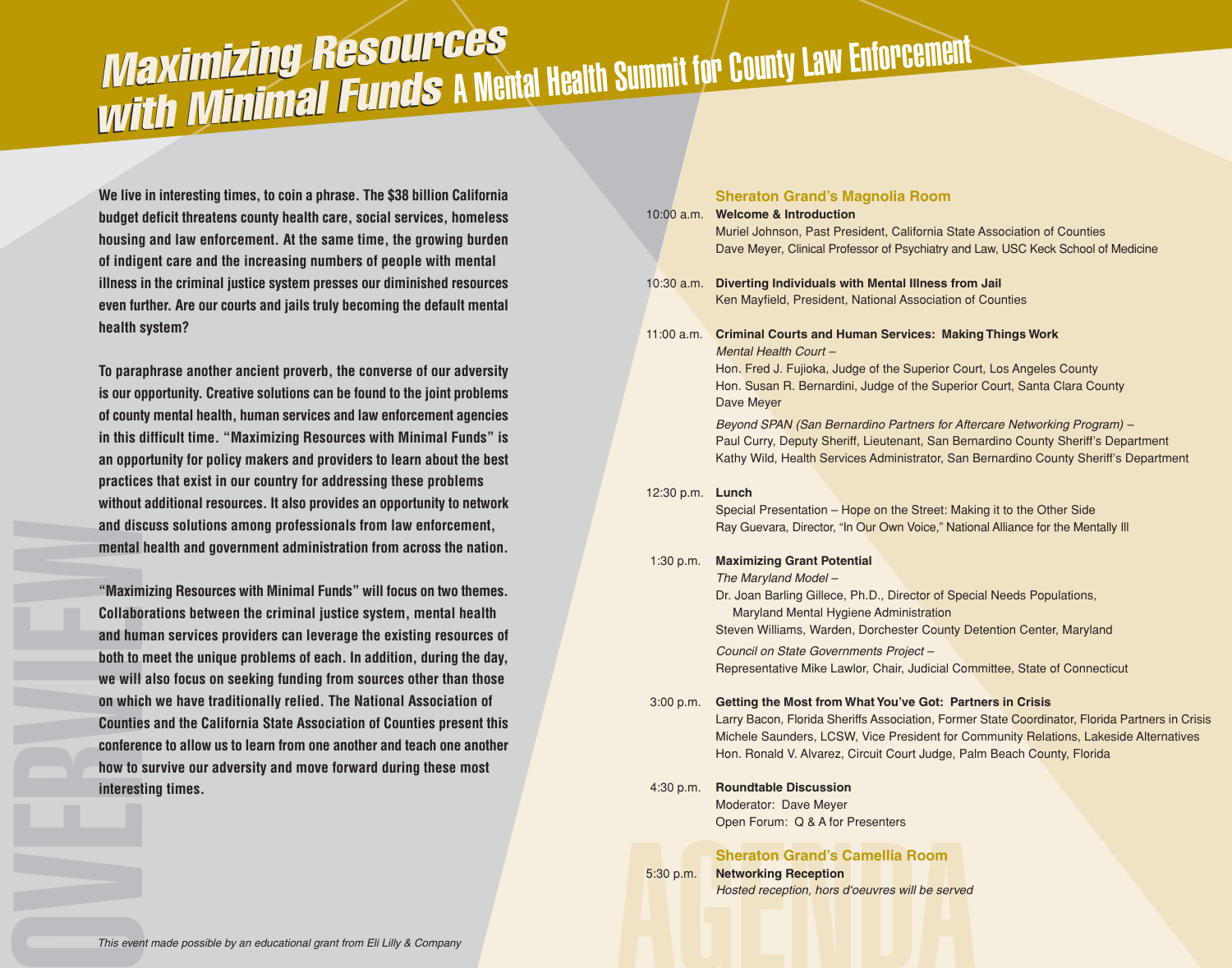# Maximizing Resources with Minimal Funds A Mental Health Summit for County Law Enforcement

## OVERVIEW

**We live in interesting times, to coin a phrase. The $38 billion California budget deficit threatens county health care, social services, homeless housing and law enforcement. At the same time, the growing burden of indigent care and the increasing numbers of people with mental illness in the criminal justice system presses our diminished resources even further. Are our courts and jails truly becoming the default mental health system?**

**To paraphrase another ancient proverb, the converse of our adversity is our opportunity. Creative solutions can be found to the joint problems of county mental health, human services and law enforcement agencies in this difficult time. "Maximizing Resources with Minimal Funds" is an opportunity for policy makers and providers to learn about the best practices that exist in our country for addressing these problems without additional resources. It also provides an opportunity to network and discuss solutions among professionals from law enforcement, mental health and government administration from across the nation.**

**"Maximizing Resources with Minimal Funds" will focus on two themes. Collaborations between the criminal justice system, mental health and human services providers can leverage the existing resources of both to meet the unique problems of each. In addition, during the day, we will also focus on seeking funding from sources other than those on which we have traditionally relied. The National Association of Counties and the California State Association of Counties present this conference to allow us to learn from one another and teach one another how to survive our adversity and move forward during these most interesting times.**

*This event made possible by an educational grant from Eli Lilly & Company*

## AGENDA

### Sheraton Grand's Magnolia Room

10:00 a.m. **Welcome & Introduction**
Muriel Johnson, Past President, California State Association of Counties
Dave Meyer, Clinical Professor of Psychiatry and Law, USC Keck School of Medicine

10:30 a.m. **Diverting Individuals with Mental Illness from Jail**
Ken Mayfield, President, National Association of Counties

11:00 a.m. **Criminal Courts and Human Services: Making Things Work**
*Mental Health Court –*
Hon. Fred J. Fujioka, Judge of the Superior Court, Los Angeles County
Hon. Susan R. Bernardini, Judge of the Superior Court, Santa Clara County
Dave Meyer

*Beyond SPAN (San Bernardino Partners for Aftercare Networking Program) –*
Paul Curry, Deputy Sheriff, Lieutenant, San Bernardino County Sheriff's Department
Kathy Wild, Health Services Administrator, San Bernardino County Sheriff's Department

12:30 p.m. **Lunch**
Special Presentation – Hope on the Street: Making it to the Other Side
Ray Guevara, Director, "In Our Own Voice," National Alliance for the Mentally Ill

1:30 p.m. **Maximizing Grant Potential**
*The Maryland Model –*
Dr. Joan Barling Gillece, Ph.D., Director of Special Needs Populations, Maryland Mental Hygiene Administration
Steven Williams, Warden, Dorchester County Detention Center, Maryland

*Council on State Governments Project –*
Representative Mike Lawlor, Chair, Judicial Committee, State of Connecticut

3:00 p.m. **Getting the Most from What You've Got: Partners in Crisis**
Larry Bacon, Florida Sheriffs Association, Former State Coordinator, Florida Partners in Crisis
Michele Saunders, LCSW, Vice President for Community Relations, Lakeside Alternatives
Hon. Ronald V. Alvarez, Circuit Court Judge, Palm Beach County, Florida

4:30 p.m. **Roundtable Discussion**
Moderator: Dave Meyer
Open Forum: Q & A for Presenters

### Sheraton Grand's Camellia Room

5:30 p.m. **Networking Reception**
*Hosted reception, hors d'oeuvres will be served*